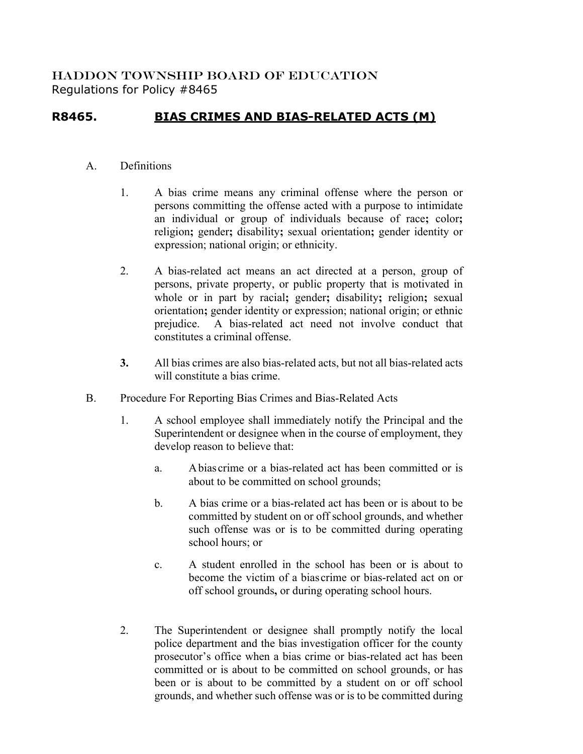HADDON TOWNSHIP BOARD OF EDUCATION
Regulations for Policy #8465

## R8465. BIAS CRIMES AND BIAS-RELATED ACTS (M)

A. Definitions

1. A bias crime means any criminal offense where the person or persons committing the offense acted with a purpose to intimidate an individual or group of individuals because of race**;** color**;** religion**;** gender**;** disability**;** sexual orientation**;** gender identity or expression; national origin; or ethnicity.

2. A bias-related act means an act directed at a person, group of persons, private property, or public property that is motivated in whole or in part by racial**;** gender**;** disability**;** religion**;** sexual orientation**;** gender identity or expression; national origin; or ethnic prejudice. A bias-related act need not involve conduct that constitutes a criminal offense.

**3.** All bias crimes are also bias-related acts, but not all bias-related acts will constitute a bias crime.

B. Procedure For Reporting Bias Crimes and Bias-Related Acts

1. A school employee shall immediately notify the Principal and the Superintendent or designee when in the course of employment, they develop reason to believe that:

   a. A bias crime or a bias-related act has been committed or is about to be committed on school grounds;

   b. A bias crime or a bias-related act has been or is about to be committed by student on or off school grounds, and whether such offense was or is to be committed during operating school hours; or

   c. A student enrolled in the school has been or is about to become the victim of a bias crime or bias-related act on or off school grounds**,** or during operating school hours.

2. The Superintendent or designee shall promptly notify the local police department and the bias investigation officer for the county prosecutor's office when a bias crime or bias-related act has been committed or is about to be committed on school grounds, or has been or is about to be committed by a student on or off school grounds, and whether such offense was or is to be committed during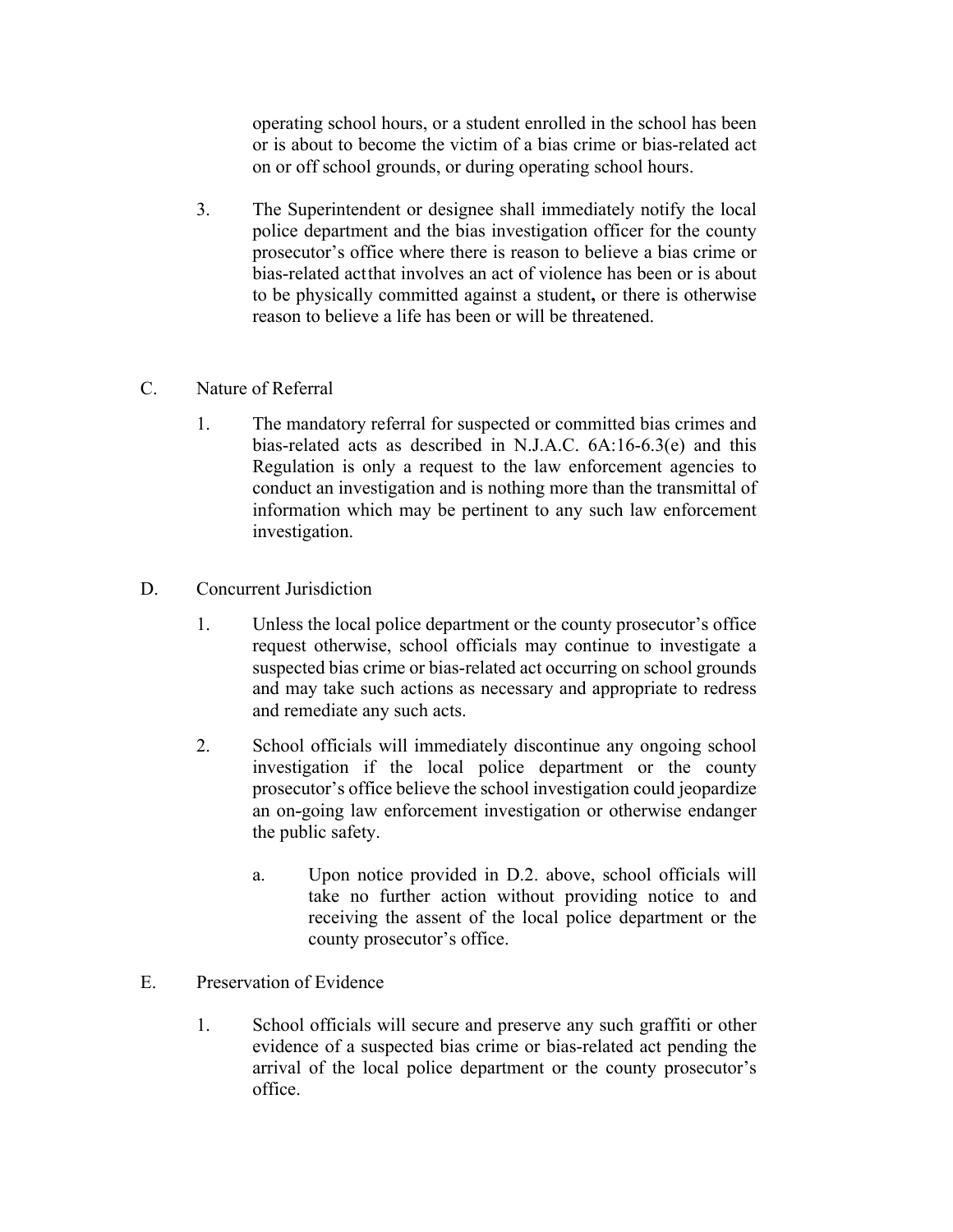operating school hours, or a student enrolled in the school has been or is about to become the victim of a bias crime or bias-related act on or off school grounds, or during operating school hours.

3. The Superintendent or designee shall immediately notify the local police department and the bias investigation officer for the county prosecutor's office where there is reason to believe a bias crime or bias-related actthat involves an act of violence has been or is about to be physically committed against a student**,** or there is otherwise reason to believe a life has been or will be threatened.

C. Nature of Referral

1. The mandatory referral for suspected or committed bias crimes and bias-related acts as described in N.J.A.C. 6A:16-6.3(e) and this Regulation is only a request to the law enforcement agencies to conduct an investigation and is nothing more than the transmittal of information which may be pertinent to any such law enforcement investigation.

D. Concurrent Jurisdiction

1. Unless the local police department or the county prosecutor's office request otherwise, school officials may continue to investigate a suspected bias crime or bias-related act occurring on school grounds and may take such actions as necessary and appropriate to redress and remediate any such acts.

2. School officials will immediately discontinue any ongoing school investigation if the local police department or the county prosecutor's office believe the school investigation could jeopardize an on-going law enforcement investigation or otherwise endanger the public safety.

   a. Upon notice provided in D.2. above, school officials will take no further action without providing notice to and receiving the assent of the local police department or the county prosecutor's office.

E. Preservation of Evidence

1. School officials will secure and preserve any such graffiti or other evidence of a suspected bias crime or bias-related act pending the arrival of the local police department or the county prosecutor's office.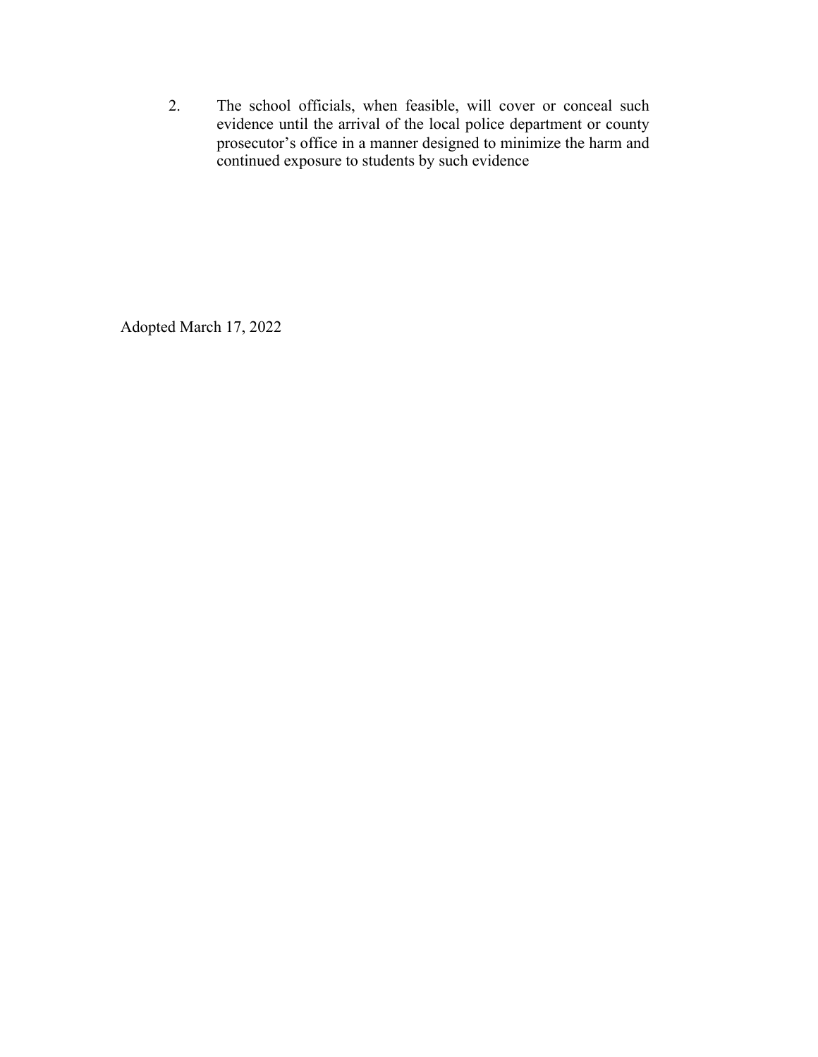2. The school officials, when feasible, will cover or conceal such evidence until the arrival of the local police department or county prosecutor's office in a manner designed to minimize the harm and continued exposure to students by such evidence

Adopted March 17, 2022